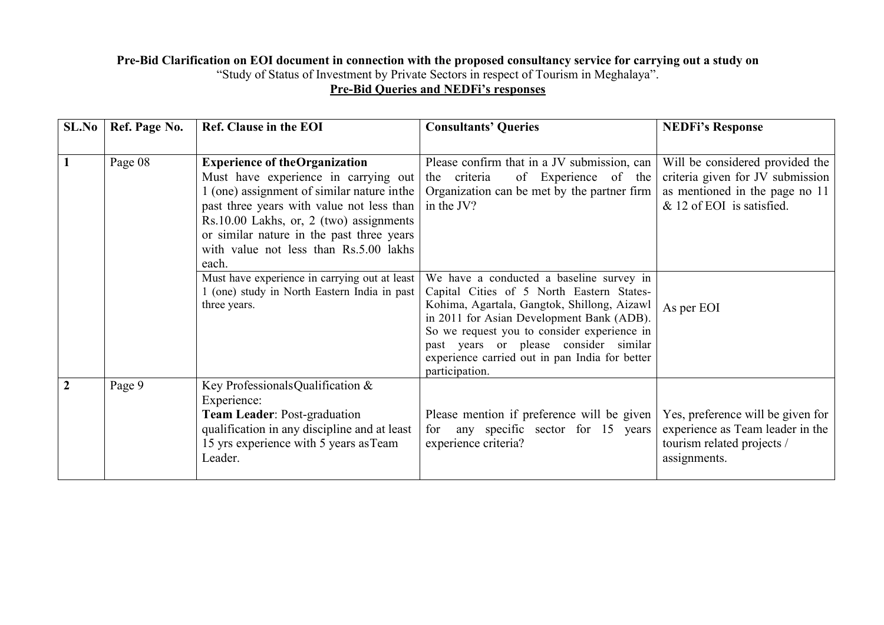**Pre-Bid Clarification on EOI document in connection with the proposed consultancy service for carrying out a study on**

"Study of Status of Investment by Private Sectors in respect of Tourism in Meghalaya".

**Pre-Bid Queries and NEDFi's responses**

| SL.No | Ref. Page No. | Ref. Clause in the EOI | Consultants' Queries | NEDFi's Response |
|---|---|---|---|---|
| 1 | Page 08 | **Experience of theOrganization** Must have experience in carrying out 1 (one) assignment of similar nature inthe past three years with value not less than Rs.10.00 Lakhs, or, 2 (two) assignments or similar nature in the past three years with value not less than Rs.5.00 lakhs each. | Please confirm that in a JV submission, can the criteria of Experience of the Organization can be met by the partner firm in the JV? | Will be considered provided the criteria given for JV submission as mentioned in the page no 11 & 12 of EOI is satisfied. |
| | | Must have experience in carrying out at least 1 (one) study in North Eastern India in past three years. | We have a conducted a baseline survey in Capital Cities of 5 North Eastern States- Kohima, Agartala, Gangtok, Shillong, Aizawl in 2011 for Asian Development Bank (ADB). So we request you to consider experience in past years or please consider similar experience carried out in pan India for better participation. | As per EOI |
| 2 | Page 9 | Key ProfessionalsQualification & Experience: **Team Leader**: Post-graduation qualification in any discipline and at least 15 yrs experience with 5 years asTeam Leader. | Please mention if preference will be given for any specific sector for 15 years experience criteria? | Yes, preference will be given for experience as Team leader in the tourism related projects / assignments. |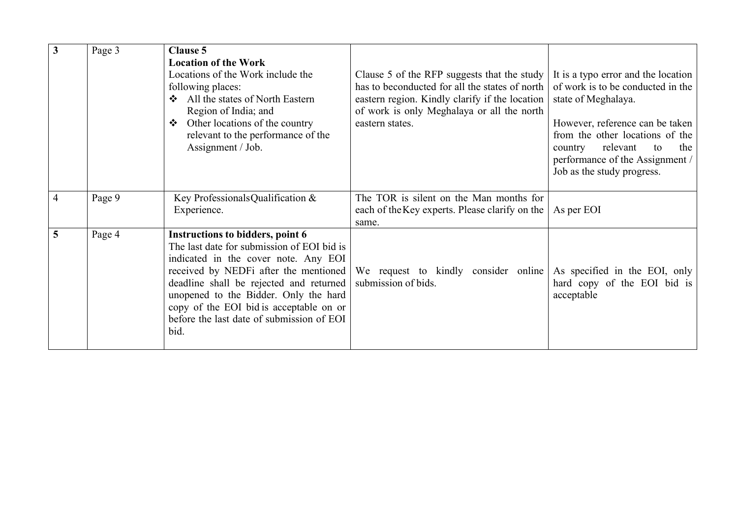| 3 | Page 3 | **Clause 5**<br>**Location of the Work**<br>Locations of the Work include the following places:<br>❖ All the states of North Eastern Region of India; and<br>❖ Other locations of the country relevant to the performance of the Assignment / Job. | Clause 5 of the RFP suggests that the study has to beconducted for all the states of north eastern region. Kindly clarify if the location of work is only Meghalaya or all the north eastern states. | It is a typo error and the location of work is to be conducted in the state of Meghalaya.<br><br>However, reference can be taken from the other locations of the country relevant to the performance of the Assignment / Job as the study progress. |
|---|---|---|---|---|
| 4 | Page 9 | Key ProfessionalsQualification & Experience. | The TOR is silent on the Man months for each of theKey experts. Please clarify on the same. | As per EOI |
| 5 | Page 4 | **Instructions to bidders, point 6**<br>The last date for submission of EOI bid is indicated in the cover note. Any EOI received by NEDFi after the mentioned deadline shall be rejected and returned unopened to the Bidder. Only the hard copy of the EOI bid is acceptable on or before the last date of submission of EOI bid. | We request to kindly consider online submission of bids. | As specified in the EOI, only hard copy of the EOI bid is acceptable |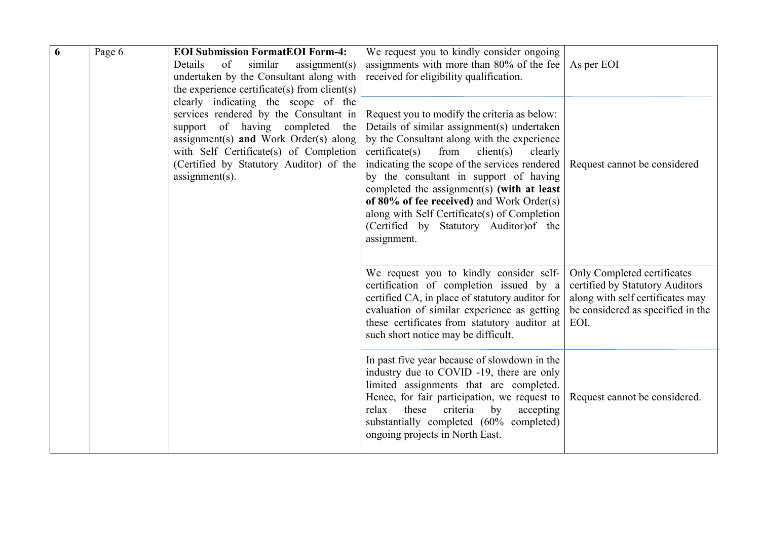| | | | | |
|---|---|---|---|---|
| **6** | Page 6 | **EOI Submission FormatEOI Form-4:** Details of similar assignment(s) undertaken by the Consultant along with the experience certificate(s) from client(s) clearly indicating the scope of the services rendered by the Consultant in support of having completed the assignment(s) **and** Work Order(s) along with Self Certificate(s) of Completion (Certified by Statutory Auditor) of the assignment(s). | We request you to kindly consider ongoing assignments with more than 80% of the fee received for eligibility qualification. | As per EOI |
| | | | Request you to modify the criteria as below: Details of similar assignment(s) undertaken by the Consultant along with the experience certificate(s) from client(s) clearly indicating the scope of the services rendered by the consultant in support of having completed the assignment(s) **(with at least of 80% of fee received)** and Work Order(s) along with Self Certificate(s) of Completion (Certified by Statutory Auditor)of the assignment. | Request cannot be considered |
| | | | We request you to kindly consider self-certification of completion issued by a certified CA, in place of statutory auditor for evaluation of similar experience as getting these certificates from statutory auditor at such short notice may be difficult. | Only Completed certificates certified by Statutory Auditors along with self certificates may be considered as specified in the EOI. |
| | | | In past five year because of slowdown in the industry due to COVID -19, there are only limited assignments that are completed. Hence, for fair participation, we request to relax these criteria by accepting substantially completed (60% completed) ongoing projects in North East. | Request cannot be considered. |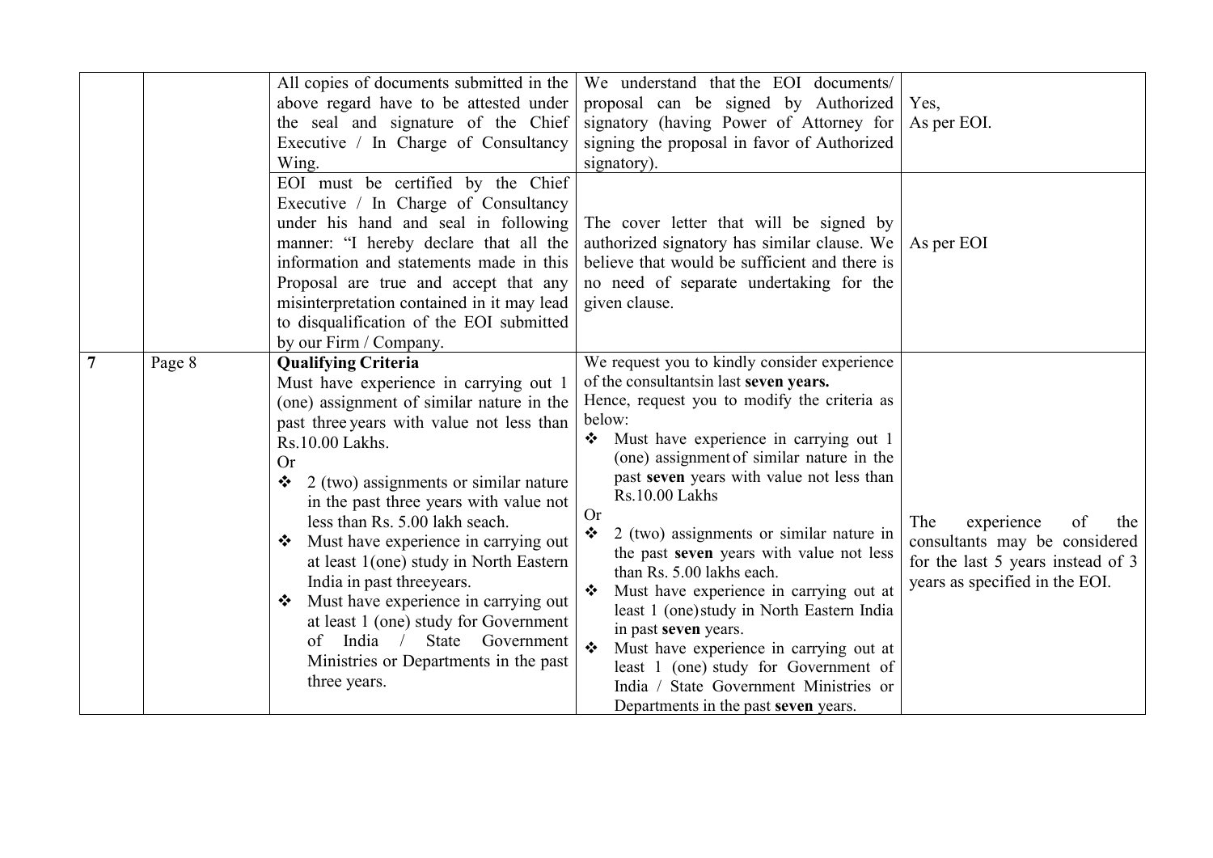| | | | | |
|---|---|---|---|---|
| | | All copies of documents submitted in the above regard have to be attested under the seal and signature of the Chief Executive / In Charge of Consultancy Wing. | We understand that the EOI documents/ proposal can be signed by Authorized signatory (having Power of Attorney for signing the proposal in favor of Authorized signatory). | Yes,<br>As per EOI. |
| | | EOI must be certified by the Chief Executive / In Charge of Consultancy under his hand and seal in following manner: "I hereby declare that all the information and statements made in this Proposal are true and accept that any misinterpretation contained in it may lead to disqualification of the EOI submitted by our Firm / Company. | The cover letter that will be signed by authorized signatory has similar clause. We believe that would be sufficient and there is no need of separate undertaking for the given clause. | As per EOI |
| **7** | Page 8 | **Qualifying Criteria**<br>Must have experience in carrying out 1 (one) assignment of similar nature in the past three years with value not less than Rs.10.00 Lakhs.<br>Or<br>❖ 2 (two) assignments or similar nature in the past three years with value not less than Rs. 5.00 lakh seach.<br>❖ Must have experience in carrying out at least 1(one) study in North Eastern India in past threeyears.<br>❖ Must have experience in carrying out at least 1 (one) study for Government of India / State Government Ministries or Departments in the past three years. | We request you to kindly consider experience of the consultantsin last **seven years.**<br>Hence, request you to modify the criteria as below:<br>❖ Must have experience in carrying out 1 (one) assignment of similar nature in the past **seven** years with value not less than Rs.10.00 Lakhs<br>Or<br>❖ 2 (two) assignments or similar nature in the past **seven** years with value not less than Rs. 5.00 lakhs each.<br>❖ Must have experience in carrying out at least 1 (one)study in North Eastern India in past **seven** years.<br>❖ Must have experience in carrying out at least 1 (one) study for Government of India / State Government Ministries or Departments in the past **seven** years. | The experience of the consultants may be considered for the last 5 years instead of 3 years as specified in the EOI. |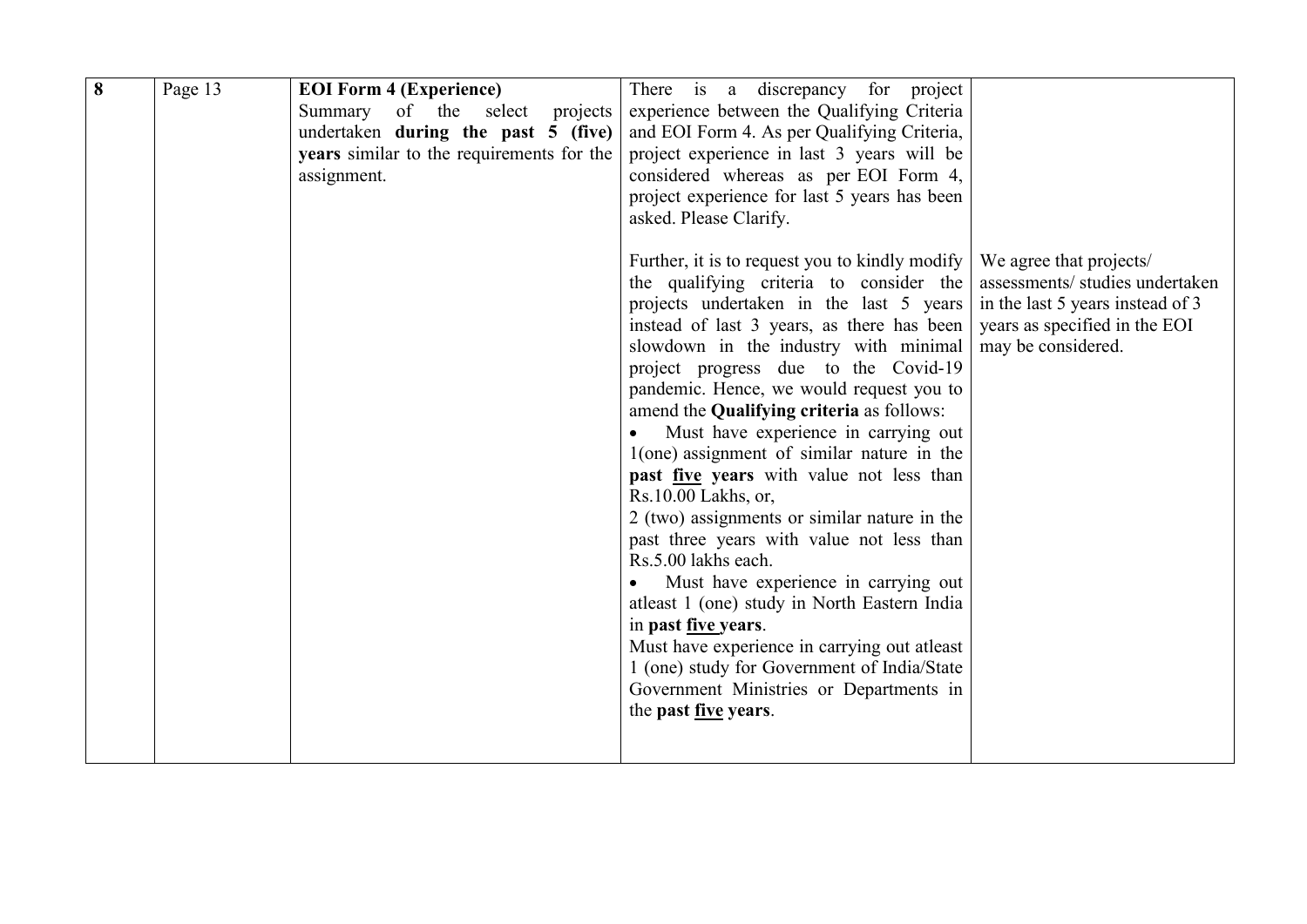| 8 | Page 13 | **EOI Form 4 (Experience)** Summary of the select projects undertaken **during the past 5 (five) years** similar to the requirements for the assignment. | There is a discrepancy for project experience between the Qualifying Criteria and EOI Form 4. As per Qualifying Criteria, project experience in last 3 years will be considered whereas as per EOI Form 4, project experience for last 5 years has been asked. Please Clarify.<br><br>Further, it is to request you to kindly modify the qualifying criteria to consider the projects undertaken in the last 5 years instead of last 3 years, as there has been slowdown in the industry with minimal project progress due to the Covid-19 pandemic. Hence, we would request you to amend the **Qualifying criteria** as follows:<br>• Must have experience in carrying out 1(one) assignment of similar nature in the **past five years** with value not less than Rs.10.00 Lakhs, or,<br>2 (two) assignments or similar nature in the past three years with value not less than Rs.5.00 lakhs each.<br>• Must have experience in carrying out atleast 1 (one) study in North Eastern India in **past five years**.<br>Must have experience in carrying out atleast 1 (one) study for Government of India/State Government Ministries or Departments in the **past five years**. | We agree that projects/ assessments/ studies undertaken in the last 5 years instead of 3 years as specified in the EOI may be considered. |
|---|---|---|---|---|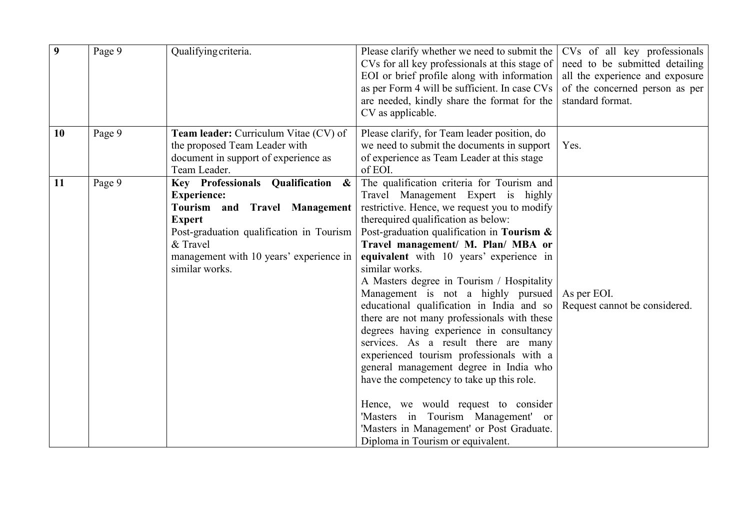| 9 | Page 9 | Qualifying criteria. | Please clarify whether we need to submit the CVs for all key professionals at this stage of EOI or brief profile along with information as per Form 4 will be sufficient. In case CVs are needed, kindly share the format for the CV as applicable. | CVs of all key professionals need to be submitted detailing all the experience and exposure of the concerned person as per standard format. |
|---|---|---|---|---|
| **10** | Page 9 | **Team leader:** Curriculum Vitae (CV) of the proposed Team Leader with document in support of experience as Team Leader. | Please clarify, for Team leader position, do we need to submit the documents in support of experience as Team Leader at this stage of EOI. | Yes. |
| **11** | Page 9 | **Key Professionals Qualification & Experience:**<br>**Tourism and Travel Management Expert**<br>Post-graduation qualification in Tourism & Travel management with 10 years' experience in similar works. | The qualification criteria for Tourism and Travel Management Expert is highly restrictive. Hence, we request you to modify therequired qualification as below:<br>Post-graduation qualification in **Tourism & Travel management/ M. Plan/ MBA or equivalent** with 10 years' experience in similar works.<br>A Masters degree in Tourism / Hospitality Management is not a highly pursued educational qualification in India and so there are not many professionals with these degrees having experience in consultancy services. As a result there are many experienced tourism professionals with a general management degree in India who have the competency to take up this role.<br><br>Hence, we would request to consider 'Masters in Tourism Management' or 'Masters in Management' or Post Graduate. Diploma in Tourism or equivalent. | As per EOI.<br>Request cannot be considered. |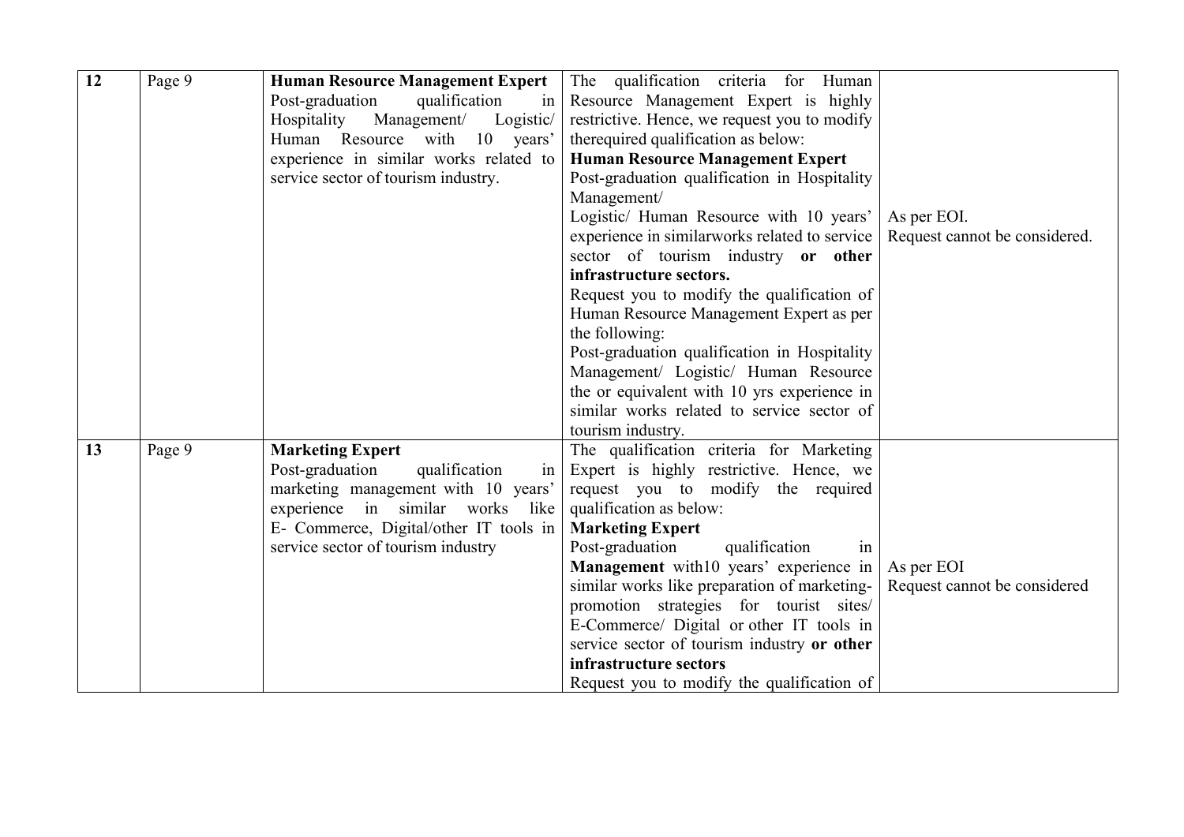| 12 | Page 9 | **Human Resource Management Expert**<br>Post-graduation qualification in Hospitality Management/ Logistic/ Human Resource with 10 years' experience in similar works related to service sector of tourism industry. | The qualification criteria for Human Resource Management Expert is highly restrictive. Hence, we request you to modify therequired qualification as below:<br>**Human Resource Management Expert**<br>Post-graduation qualification in Hospitality Management/<br>Logistic/ Human Resource with 10 years' experience in similarworks related to service sector of tourism industry **or other infrastructure sectors.**<br>Request you to modify the qualification of Human Resource Management Expert as per the following:<br>Post-graduation qualification in Hospitality Management/ Logistic/ Human Resource the or equivalent with 10 yrs experience in similar works related to service sector of tourism industry. | As per EOI.<br>Request cannot be considered. |
|---|---|---|---|---|
| 13 | Page 9 | **Marketing Expert**<br>Post-graduation qualification in marketing management with 10 years' experience in similar works like E- Commerce, Digital/other IT tools in service sector of tourism industry | The qualification criteria for Marketing Expert is highly restrictive. Hence, we request you to modify the required qualification as below:<br>**Marketing Expert**<br>Post-graduation qualification in **Management** with10 years' experience in similar works like preparation of marketing-promotion strategies for tourist sites/ E-Commerce/ Digital or other IT tools in service sector of tourism industry **or other infrastructure sectors**<br>Request you to modify the qualification of | As per EOI<br>Request cannot be considered |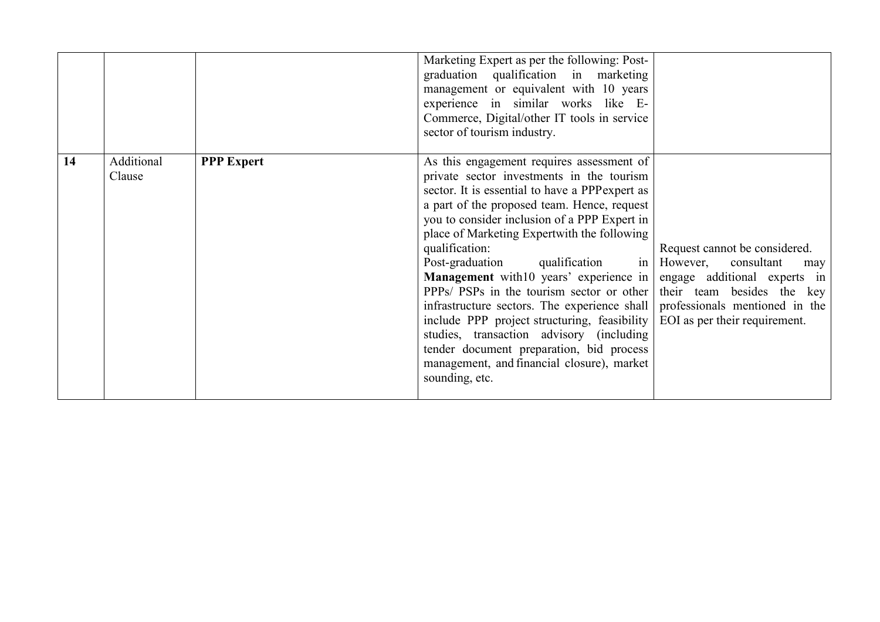| | | | | |
|---|---|---|---|---|
| | | | Marketing Expert as per the following: Post-graduation qualification in marketing management or equivalent with 10 years experience in similar works like E-Commerce, Digital/other IT tools in service sector of tourism industry. | |
| **14** | Additional Clause | **PPP Expert** | As this engagement requires assessment of private sector investments in the tourism sector. It is essential to have a PPPexpert as a part of the proposed team. Hence, request you to consider inclusion of a PPP Expert in place of Marketing Expertwith the following qualification:<br>Post-graduation qualification in **Management** with10 years' experience in PPPs/ PSPs in the tourism sector or other infrastructure sectors. The experience shall include PPP project structuring, feasibility studies, transaction advisory (including tender document preparation, bid process management, and financial closure), market sounding, etc. | Request cannot be considered. However, consultant may engage additional experts in their team besides the key professionals mentioned in the EOI as per their requirement. |